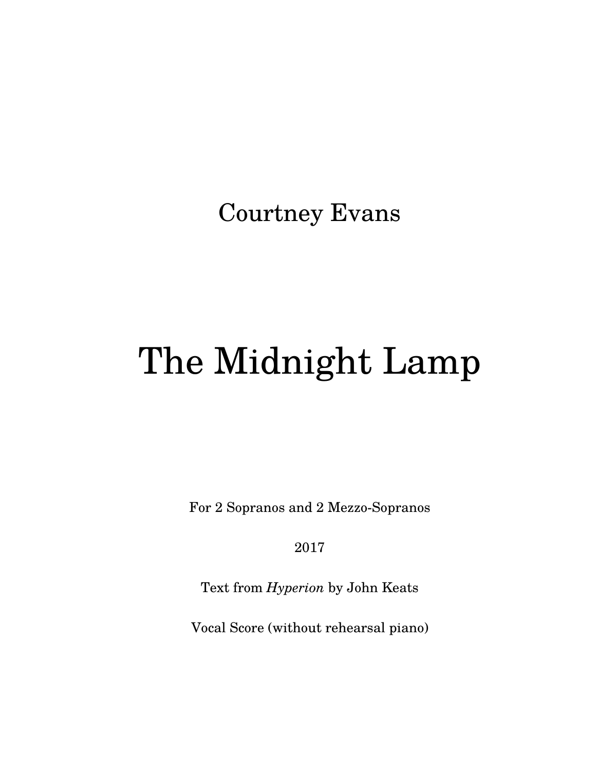Courtney Evans

# The Midnight Lamp

For 2 Sopranos and 2 Mezzo-Sopranos

2017

Text from *Hyperion* by John Keats

Vocal Score (without rehearsal piano)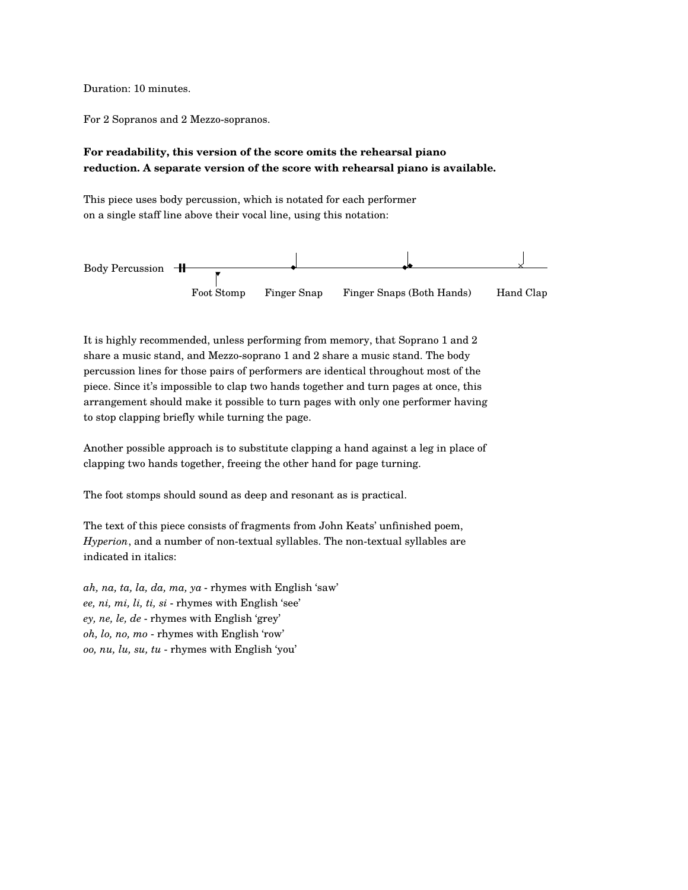Duration: 10 minutes.

For 2 Sopranos and 2 Mezzo-sopranos.

**For readability, this version of the score omits the rehearsal piano reduction. A separate version of the score with rehearsal piano is available.**

This piece uses body percussion, which is notated for each performer on a single staff line above their vocal line, using this notation:

Body Percussion

Foot Stomp — Finger Snap — Finger Snaps (Both Hands) — Hand Clap

It is highly recommended, unless performing from memory, that Soprano 1 and 2 share a music stand, and Mezzo-soprano 1 and 2 share a music stand. The body percussion lines for those pairs of performers are identical throughout most of the piece. Since it's impossible to clap two hands together and turn pages at once, this arrangement should make it possible to turn pages with only one performer having to stop clapping briefly while turning the page.

Another possible approach is to substitute clapping a hand against a leg in place of clapping two hands together, freeing the other hand for page turning.

The foot stomps should sound as deep and resonant as is practical.

The text of this piece consists of fragments from John Keats' unfinished poem, *Hyperion*, and a number of non-textual syllables. The non-textual syllables are indicated in italics:

*ah, na, ta, la, da, ma, ya* - rhymes with English 'saw'
*ee, ni, mi, li, ti, si* - rhymes with English 'see'
*ey, ne, le, de* - rhymes with English 'grey'
*oh, lo, no, mo* - rhymes with English 'row'
*oo, nu, lu, su, tu* - rhymes with English 'you'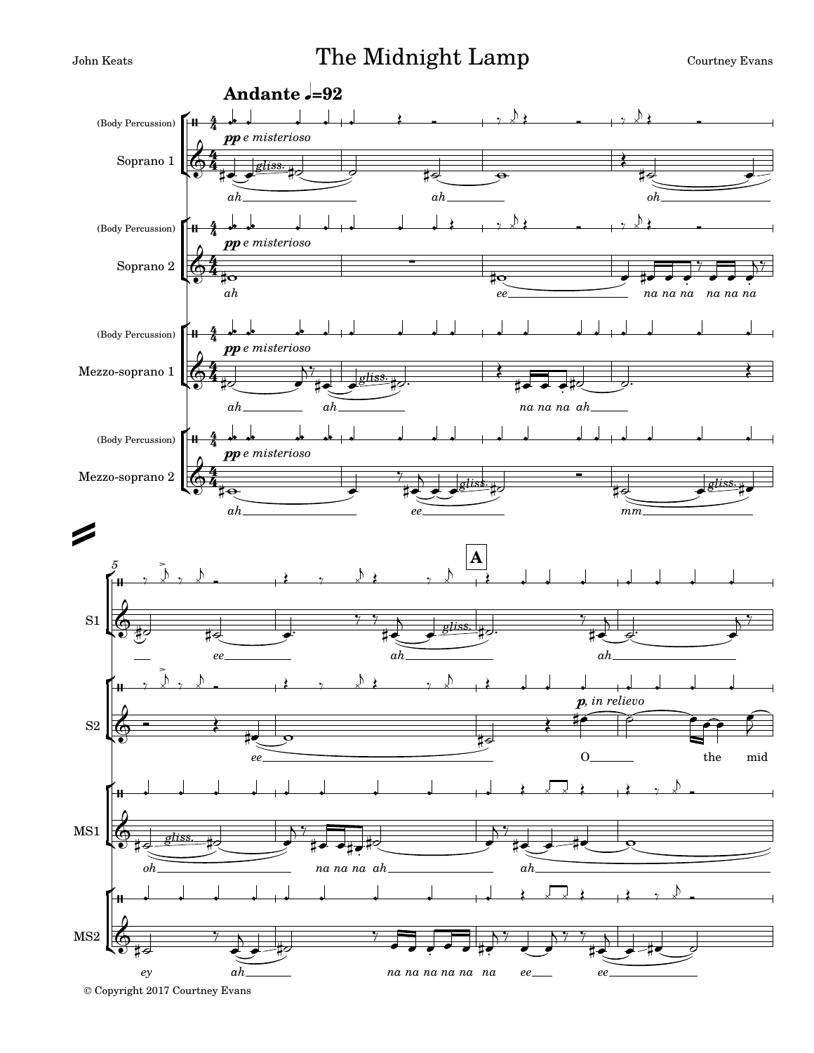John Keats

# The Midnight Lamp

Courtney Evans

**Andante** ♩=92

(Body Percussion)

Soprano 1

*pp e misterioso*

*gliss.*

*ah* *ah* *oh*

(Body Percussion)

Soprano 2

*pp e misterioso*

*ah* *ee* *na na na na na na*

(Body Percussion)

Mezzo-soprano 1

*pp e misterioso*

*gliss.*

*ah* *ah* *na na na ah*

(Body Percussion)

Mezzo-soprano 2

*pp e misterioso*

*gliss.*

*ah* *ee* *mm*

5

**A**

S1

*gliss.*

*ee* *ah* *ah*

S2

*p, in relievo*

*ee* O the mid

MS1

*gliss.*

*oh* *na na na ah* *ah*

MS2

*ey* *ah* *na na na na na na* *ee* *ee*

© Copyright 2017 Courtney Evans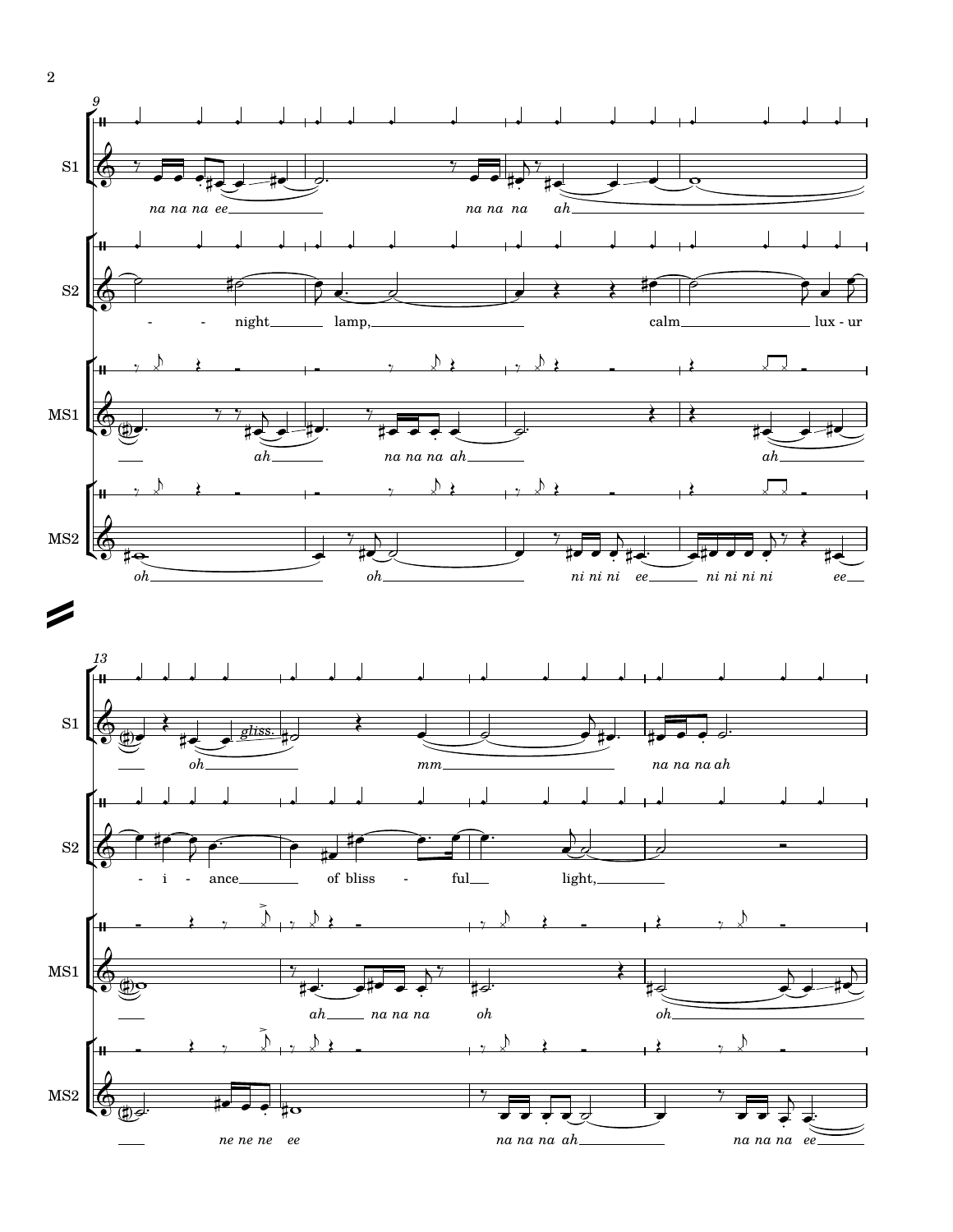9

S1: *na na na ee — na na na ah*

S2: - - night lamp, calm lux - ur

MS1: *ah na na na ah ah*

MS2: *oh oh ni ni ni ee ni ni ni ni ee*

13

S1: *oh* *gliss.* *mm na na na ah*

S2: - i - ance of bliss - ful light,

MS1: *ah na na na oh oh*

MS2: *ne ne ne ee na na na ah na na na ee*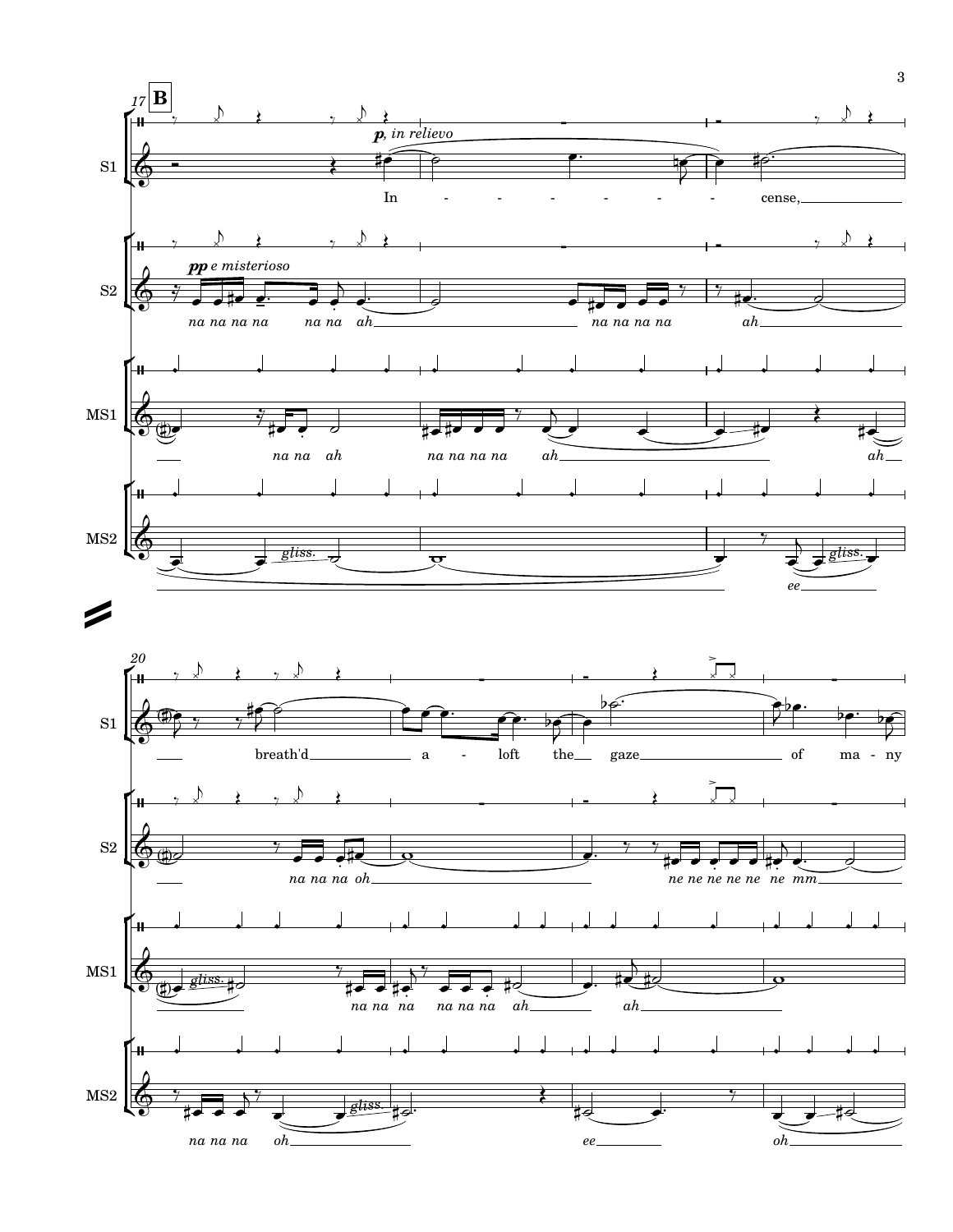**B**

*p, in relievo*

*pp e misterioso*

S1: In - - - - - - - cense, breath'd a - loft the gaze of ma - ny

S2: na na na na na na ah na na na na ah na na na oh ne ne ne ne ne ne mm

MS1: na na ah na na na na ah ah gliss. na na na na na na ah ah

MS2: gliss. ee gliss. na na na oh gliss. ee oh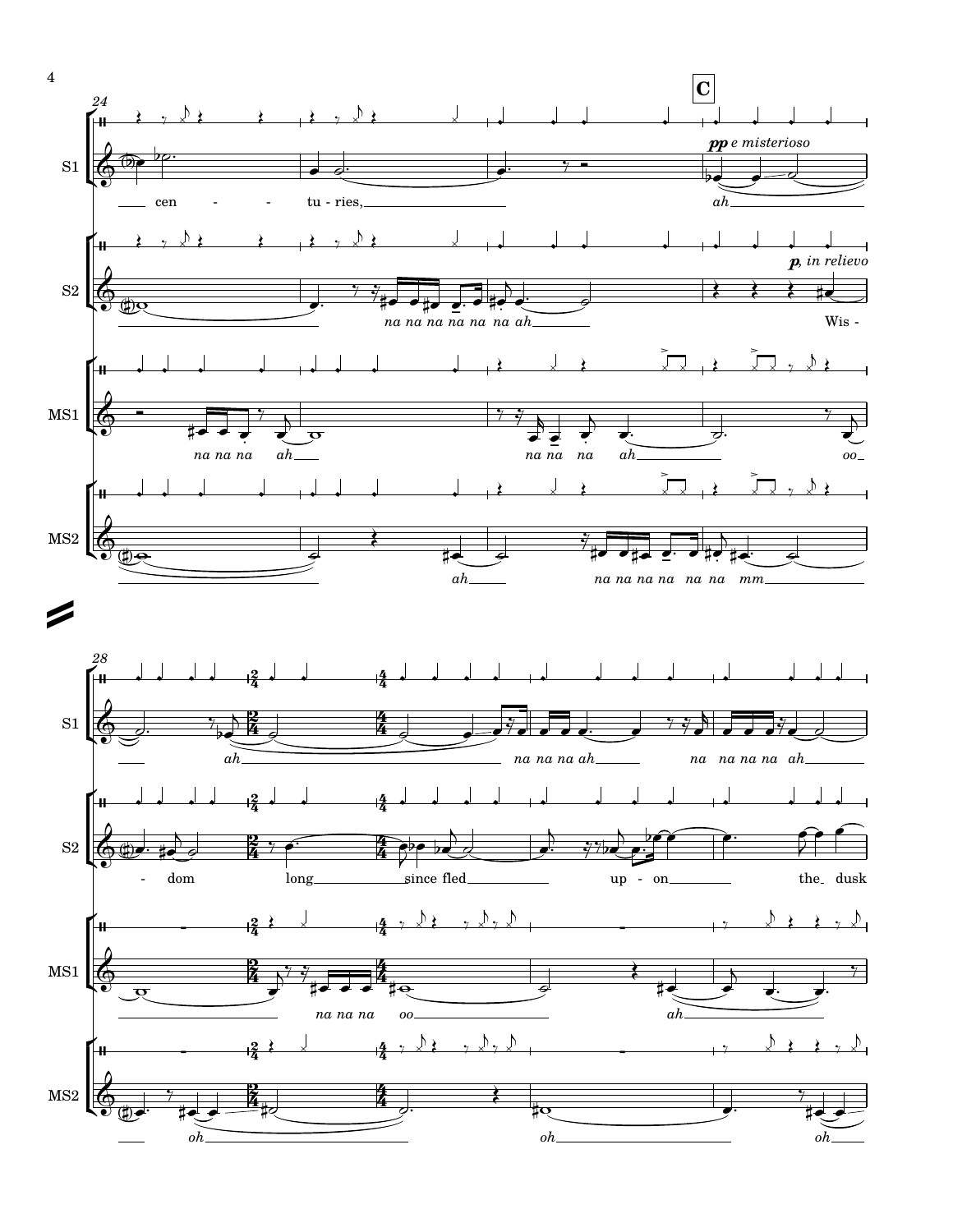**C**

24

S1: cen - - tu - ries, — *pp e misterioso* *ah*

S2: *na na na na na na ah* — *p, in relievo* Wis -

MS1: *na na na ah* — *na na na ah* — *oo*

MS2: *ah* — *na na na na na na mm*

28

S1: *ah* — *na na na ah* — *na na na na ah*

S2: - dom long since fled up - on the dusk

MS1: *na na na oo* — *ah*

MS2: *oh* — *oh* — *oh*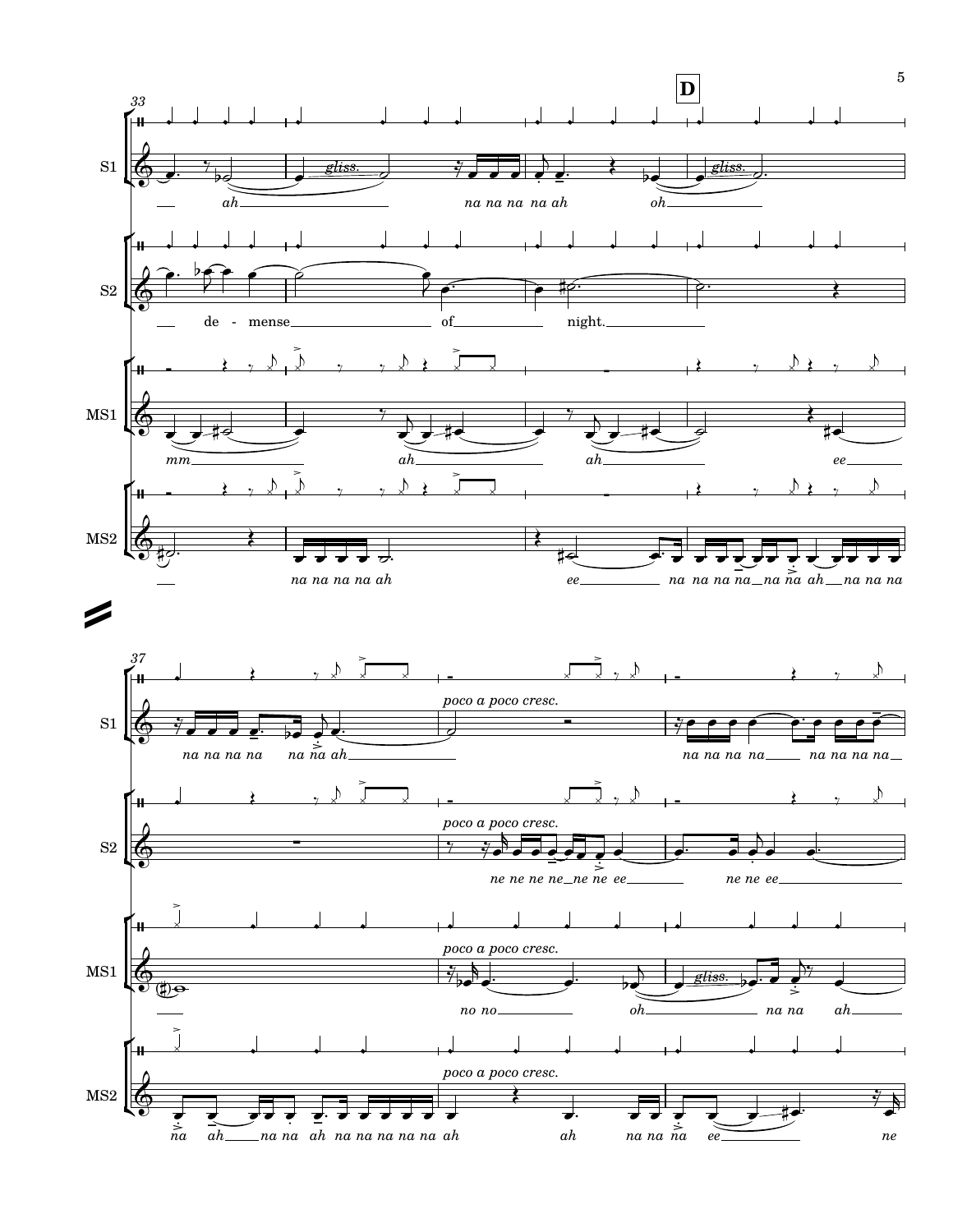**D**

33

S1: ah *gliss.* na na na na ah oh *gliss.*

S2: de - mense of night.

MS1: mm ah ah ee

MS2: na na na na ah ee na na na na na na ah na na na

37

S1: na na na na na na ah *poco a poco cresc.* na na na na na na na na

S2: *poco a poco cresc.* ne ne ne ne ne ne ee ne ne ee

MS1: *poco a poco cresc.* no no oh *gliss.* na na ah

MS2: na ah na na ah na na na na na ah *poco a poco cresc.* ah na na na ee ne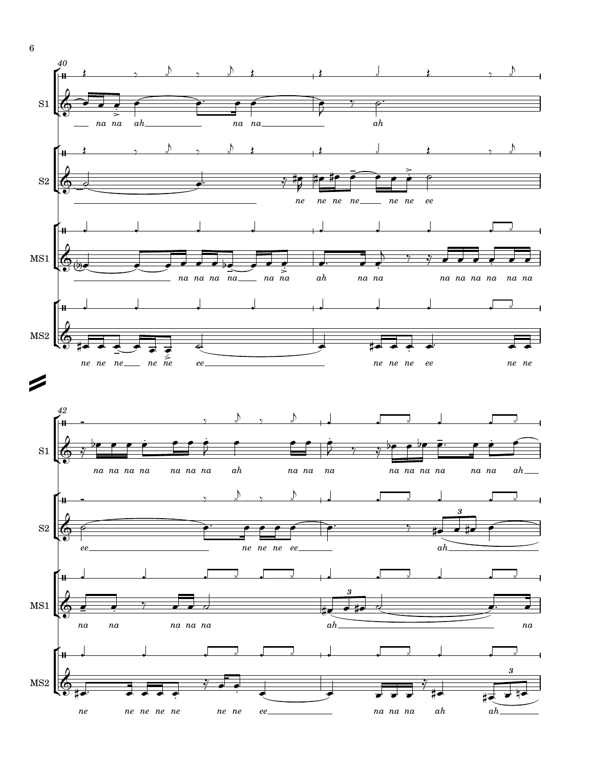40

**S1**

*na na ah na na ah*

**S2**

*ne ne ne ne ne ne ee*

**MS1**

*na na na na na na ah na na na na na na na na*

**MS2**

*ne ne ne ne ne ee ne ne ne ee ne ne*

42

**S1**

*na na na na na na na ah na na na na na na na na na ah*

**S2**

*ee ne ne ne ee ah*

**MS1**

*na na na na na ah na*

**MS2**

*ne ne ne ne ne ne ne ee na na na ah ah*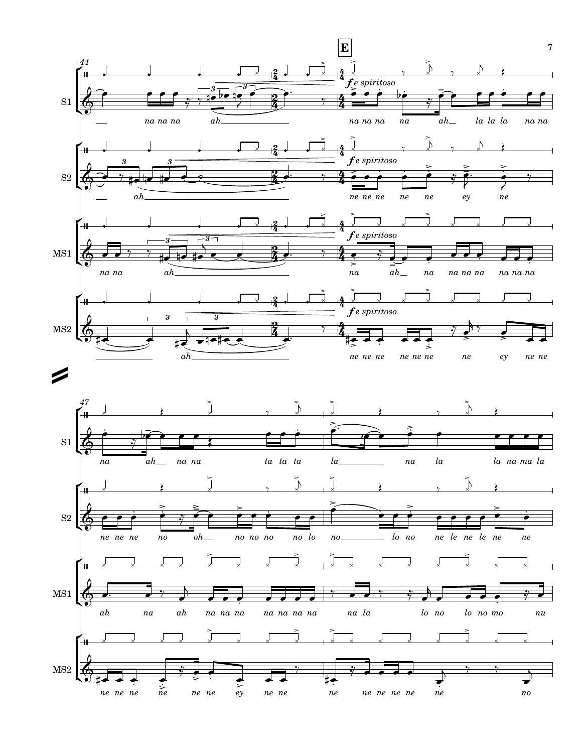**E**

44

*f e spiritoso*

S1: *na na na ah na na na na ah la la la na na*

S2: *ah ne ne ne ne ne ey ne*

MS1: *na na ah na ah na na na na na na na*

MS2: *ah ne ne ne ne ne ne ne ey ne ne*

47

S1: *na ah na na ta ta ta la na la la na ma la*

S2: *ne ne ne no oh no no no no lo no lo no ne le ne le ne ne*

MS1: *ah na ah na na na na na na na na la lo no lo no mo nu*

MS2: *ne ne ne ne ne ne ey ne ne ne ne ne ne ne ne no*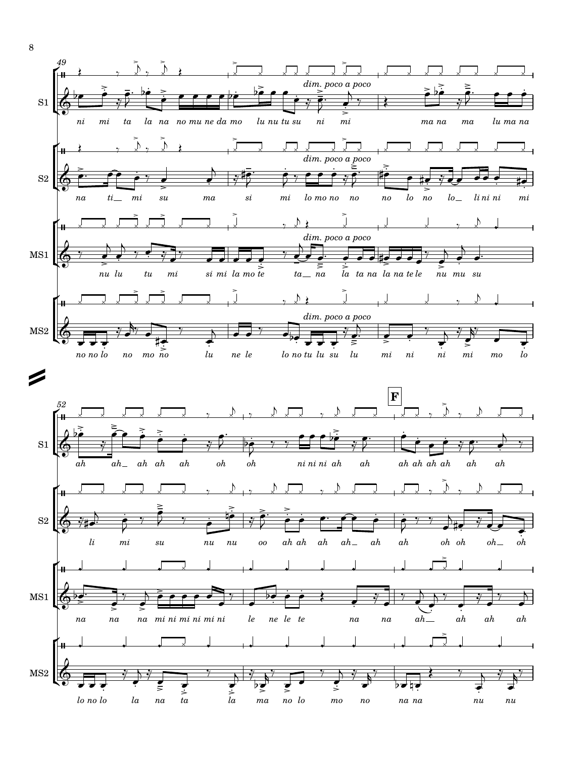49

*dim. poco a poco*

**S1**: ni mi ta la na no mu ne da mo lu nu tu su ni mi ma na ma lu ma na

**S2**: na ti mi su ma si mi lo mo no no no no lo no lo li ni ni mi

**MS1**: nu lu tu mi si mi la mo te ta na la ta na la na te le nu mu su

**MS2**: no no lo no mo no lu ne le lo no tu lu su lu mi ni ni mi mo lo

52

**F**

**S1**: ah ah ah ah ah oh oh ni ni ni ah ah ah ah ah ah ah ah

**S2**: li mi su nu nu oo ah ah ah ah ah ah oh oh oh oh

**MS1**: na na na mi ni mi ni mi ni le ne le te na na ah ah ah ah

**MS2**: lo no lo la na ta la ma no lo mo no na na nu nu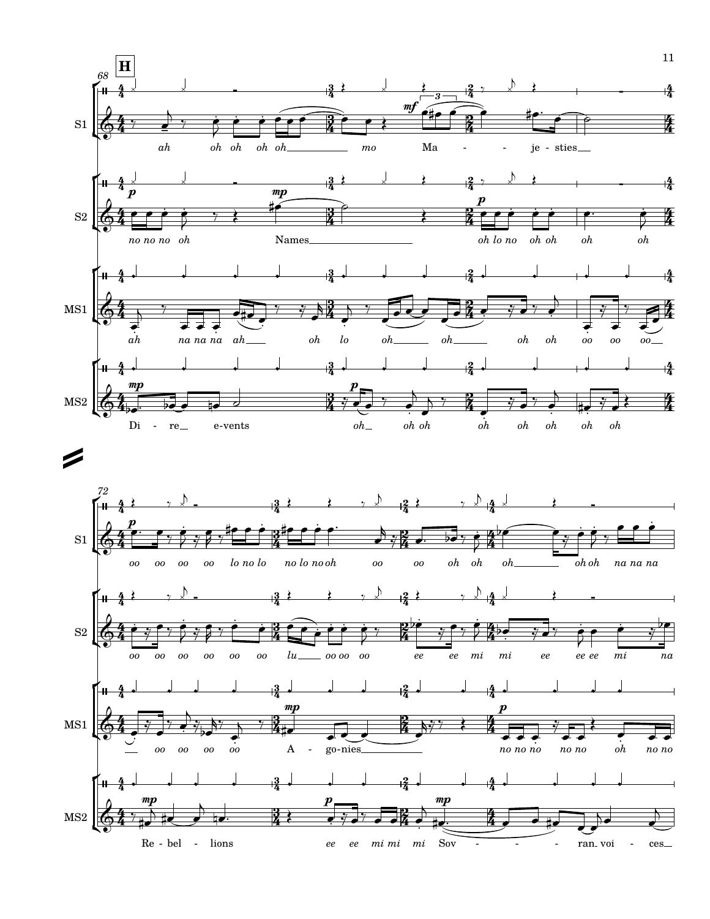**H**

S1: *ah oh oh oh oh mo* Ma - - je - sties

S2: *no no no oh* Names *oh lo no oh oh oh oh*

MS1: *ah na na na ah oh lo oh oh oh oh oo oo oo*

MS2: Di - re e-vents *oh oh oh oh oh oh oh oh*

S1: *oo oo oo oo lo no lo no lo no oh oo oo oh oh oh oh oh na na na*

S2: *oo oo oo oo oo oo lu oo oo oo ee ee mi mi ee ee ee mi na*

MS1: *oo oo oo oo* A - go-nies *no no no no no oh no no*

MS2: Re - bel - lions *ee ee mi mi mi* Sov - - - - ran voi - ces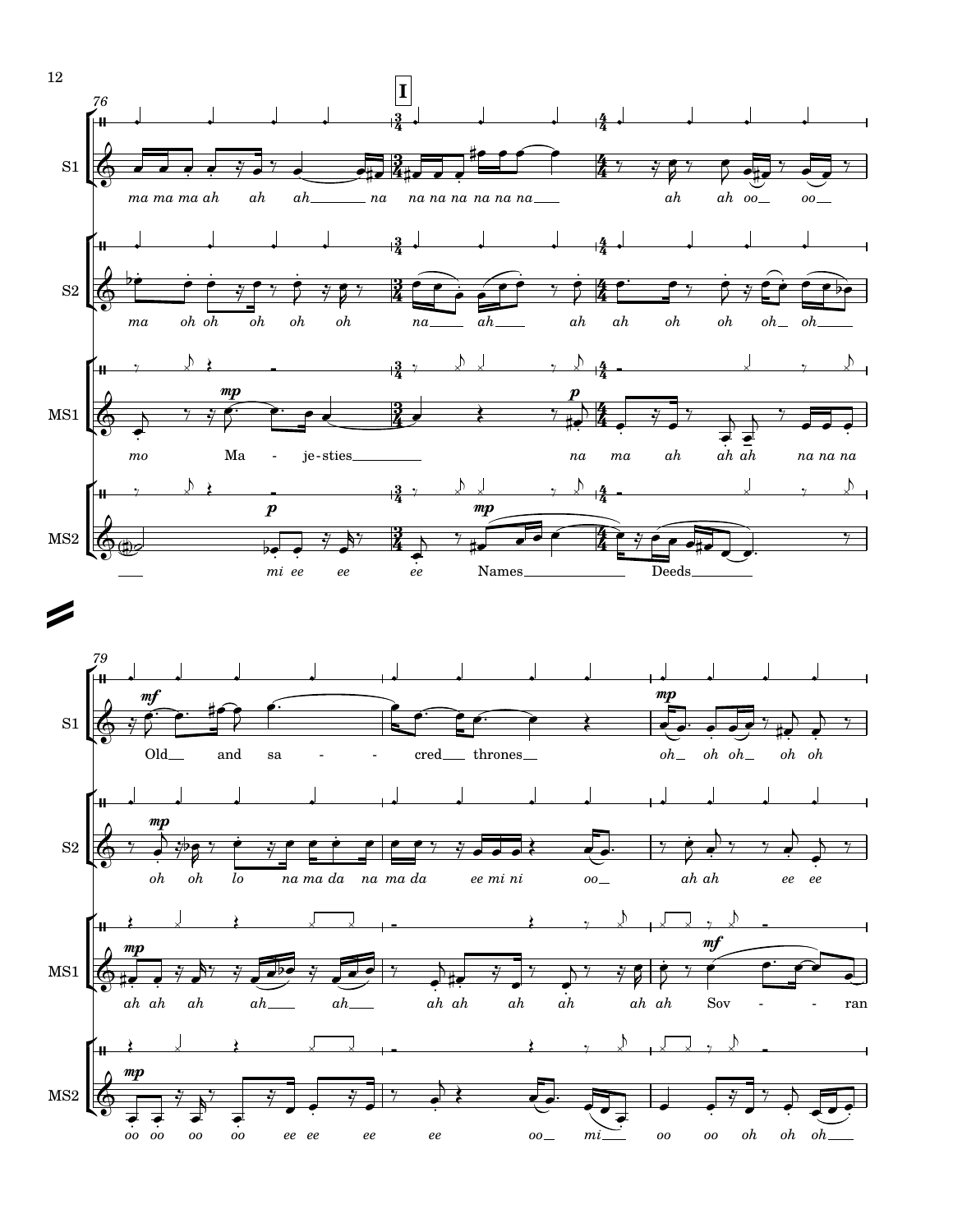76

**I**

S1: *ma ma ma ah ah ah na na na na na na na ah ah oo oo*

S2: *ma oh oh oh oh oh na ah ah ah oh oh oh oh*

MS1: *mp* *mo* Ma - je-sties *p* *na ma ah ah ah na na na*

MS2: *p* *mi ee ee ee* *mp* Names Deeds

79

S1: *mf* Old and sa - - cred thrones *mp* *oh oh oh oh oh*

S2: *mp* *oh oh lo na ma da na ma da ee mi ni oo ah ah ee ee*

MS1: *mp* *ah ah ah ah ah ah ah ah ah ah ah* *mf* Sov - - ran

MS2: *mp* *oo oo oo oo ee ee ee ee oo mi oo oo oh oh oh*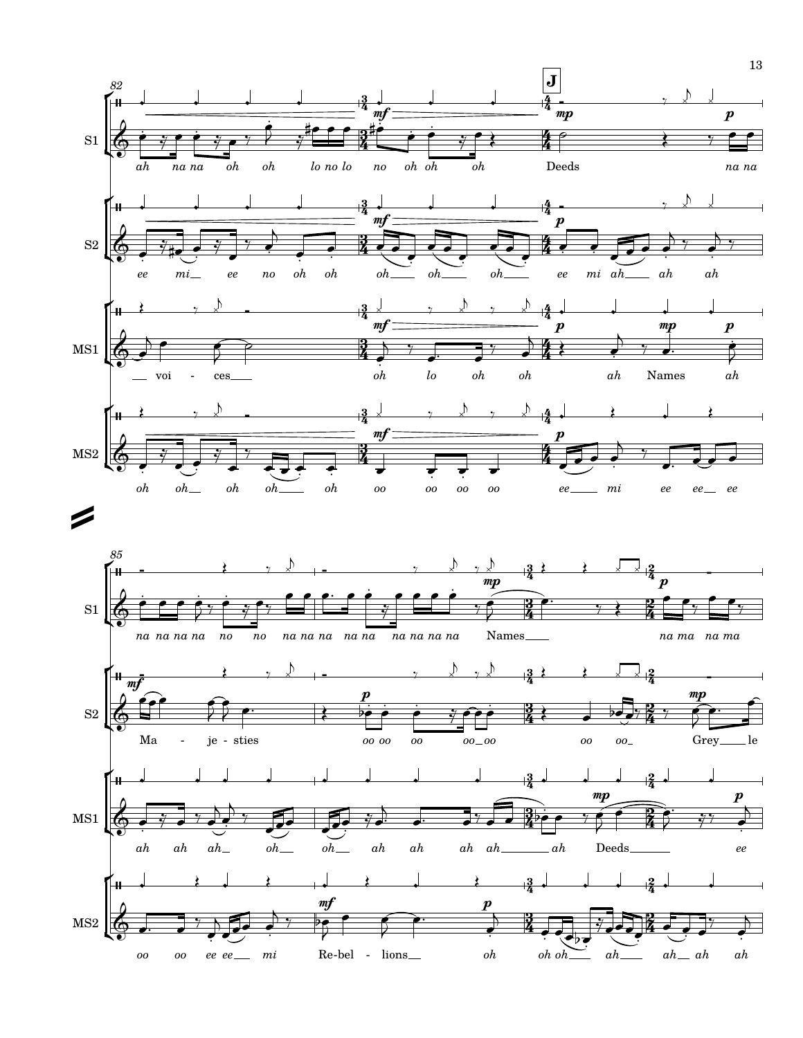**J**

S1: *ah na na oh oh lo no lo no oh oh oh* Deeds *na na*

S2: *ee mi ee no oh oh oh oh oh ee mi ah ah ah*

MS1: voi - ces *oh lo oh oh ah* Names *ah*

MS2: *oh oh oh oh oh oo oo oo oo ee mi ee ee ee*

S1: *na na na na no no na na na na na na na na na* Names *na ma na ma*

S2: Ma - je - sties *oo oo oo oo oo oo oo* Grey le

MS1: *ah ah ah oh oh ah ah ah ah ah* Deeds *ee*

MS2: *oo oo ee ee mi* Re-bel - lions *oh oh oh ah ah ah ah*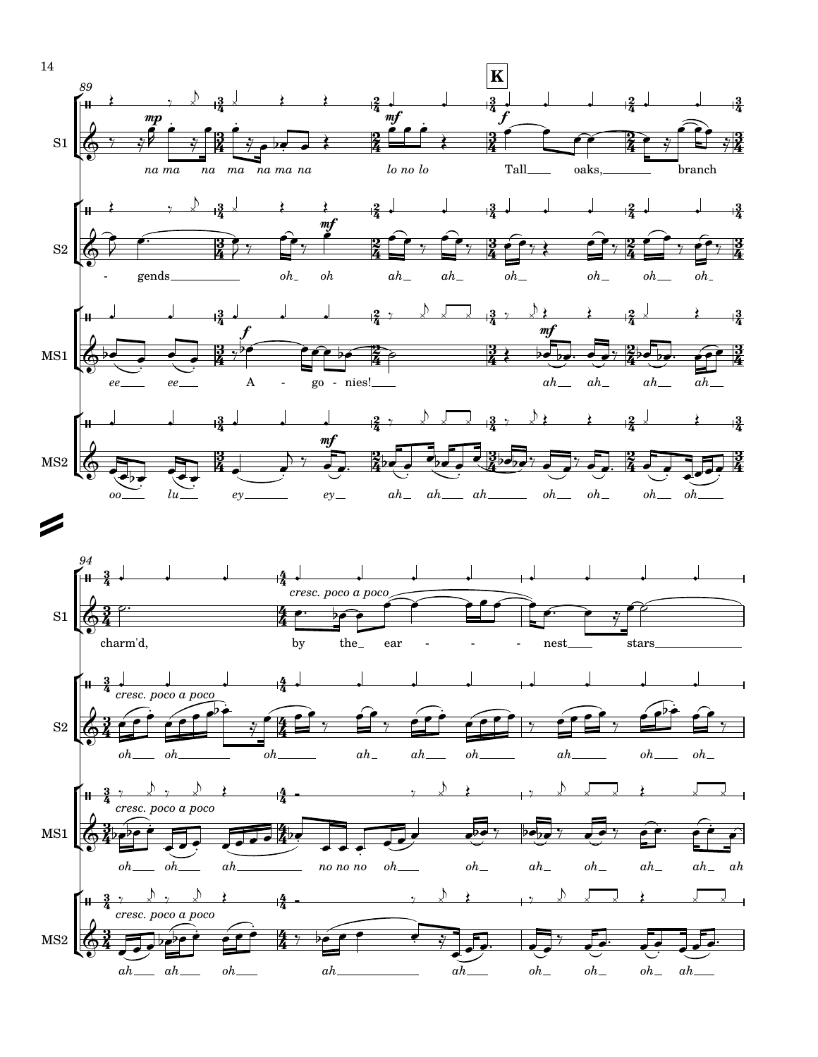**K**

89

S1: *mp* *na ma na ma na ma na* *mf* *lo no lo* *f* Tall oaks, branch

S2: - gends *mf* *oh oh* *ah ah* *oh* *oh* *oh oh*

MS1: *ee ee* *f* A - go - nies! *mf* *ah ah* *ah ah*

MS2: *oo lu* *ey* *mf* *ey* *ah ah ah* *oh oh* *oh oh*

94

S1: charm'd, *cresc. poco a poco* by the ear - - - nest stars

S2: *cresc. poco a poco* *oh oh* *oh* *ah ah oh* *ah oh oh*

MS1: *cresc. poco a poco* *oh oh ah* *no no no oh* *oh* *ah oh ah ah ah*

MS2: *cresc. poco a poco* *ah ah oh* *ah* *ah* *oh oh oh ah*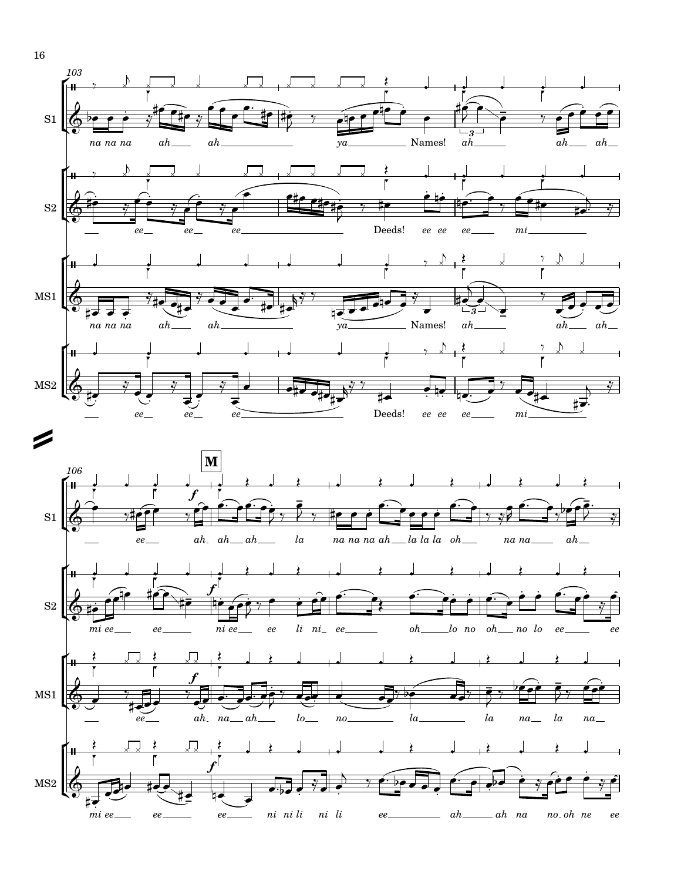103

S1 — *na na na ah ah ya Names! ah ah ah*

S2 — *ee ee ee Deeds! ee ee ee mi*

MS1 — *na na na ah ah ya Names! ah ah ah*

MS2 — *ee ee ee Deeds! ee ee ee mi*

106

**M**

S1 — *ee ah ah ah la na na na ah la la la oh na na ah*

S2 — *mi ee ee ni ee ee li ni ee oh lo no oh no lo ee ee*

MS1 — *ee ah na ah lo no la la na la na*

MS2 — *mi ee ee ee ni ni li ni li ee ah ah na no oh ne ee*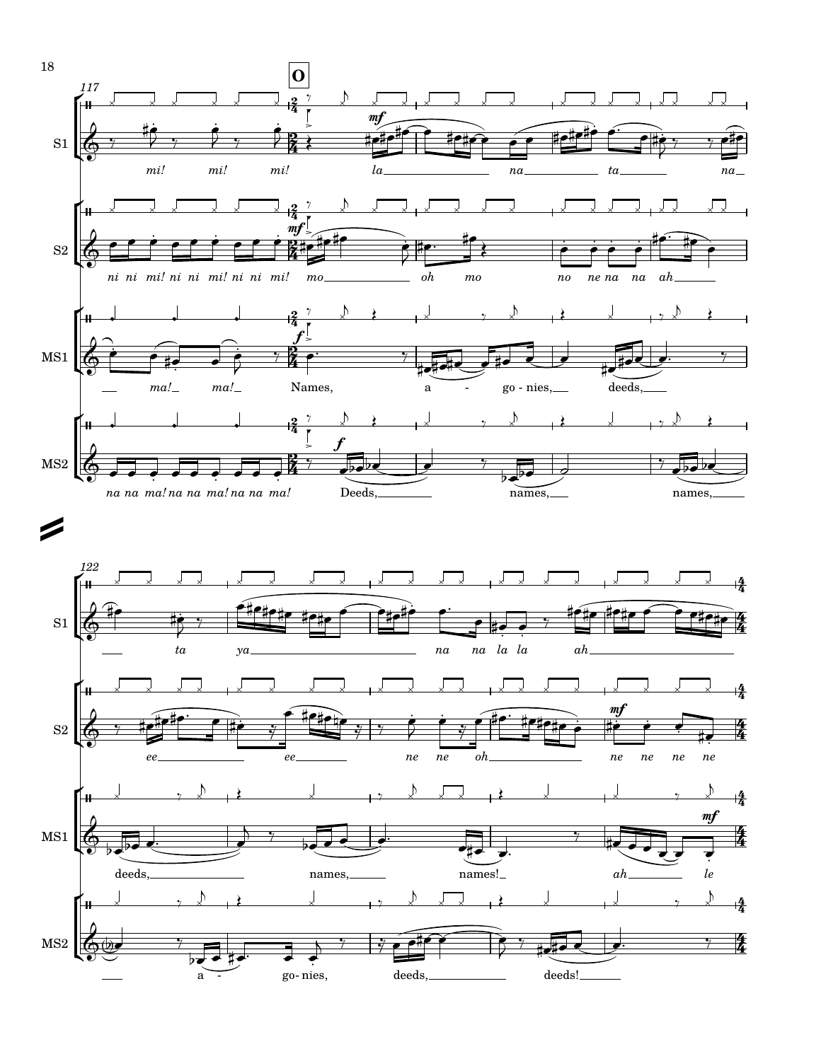**O**

117

S1: *mi! mi! mi!* *la* *na* *ta* *na*

S2: *ni ni mi! ni ni mi! ni ni mi!* *mo* *oh* *mo* *no ne na na ah*

MS1: *ma! ma!* Names, a - go - nies, deeds,

MS2: *na na ma! na na ma! na na ma!* Deeds, names, names,

122

S1: *ta* *ya* *na na la la* *ah*

S2: *ee* *ee* *ne ne oh* *ne ne ne ne*

MS1: deeds, names, names! *ah* *le*

MS2: a - go - nies, deeds, deeds!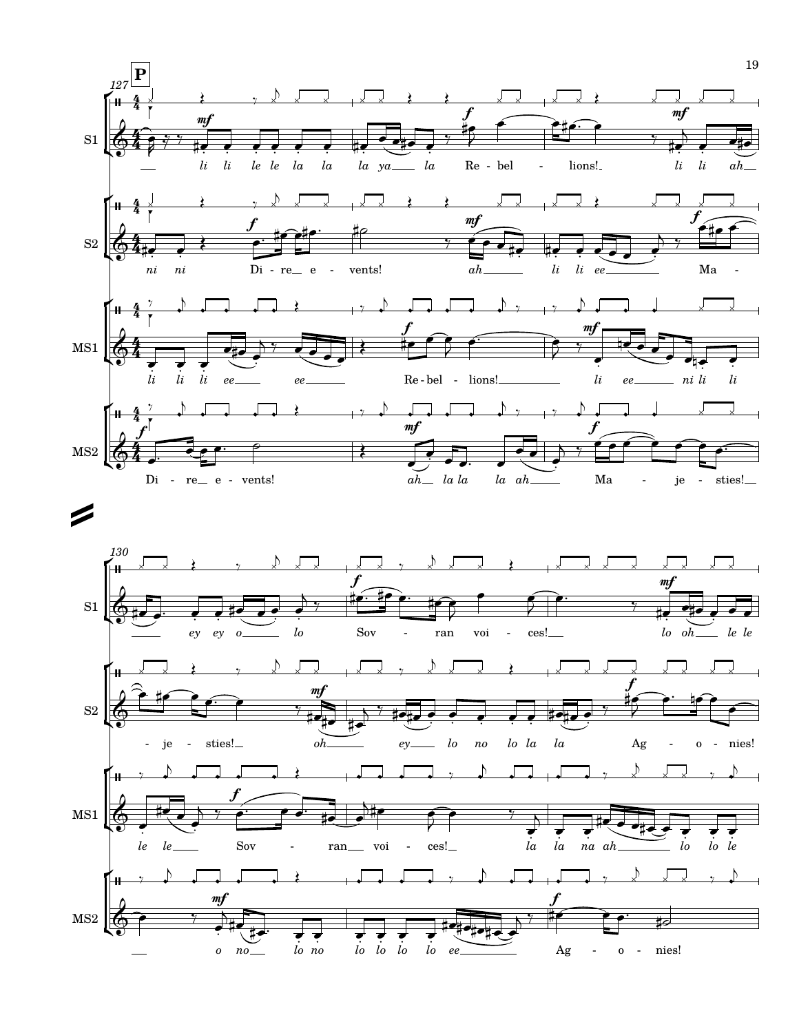**P**

127

S1: li li le le la la la ya la Re - bel - lions! li li ah

S2: ni ni Di - re e - vents! ah li li ee Ma -

MS1: li li li ee ee Re - bel - lions! li ee ni li li

MS2: Di - re e - vents! ah la la la ah Ma - je - sties!

130

S1: ey ey o lo Sov - ran voi - ces! lo oh le le

S2: - je - sties! oh ey lo no lo la la Ag - o - nies!

MS1: le le Sov - ran voi - ces! la la na ah lo lo le

MS2: o no lo no lo lo lo lo ee Ag - o - nies!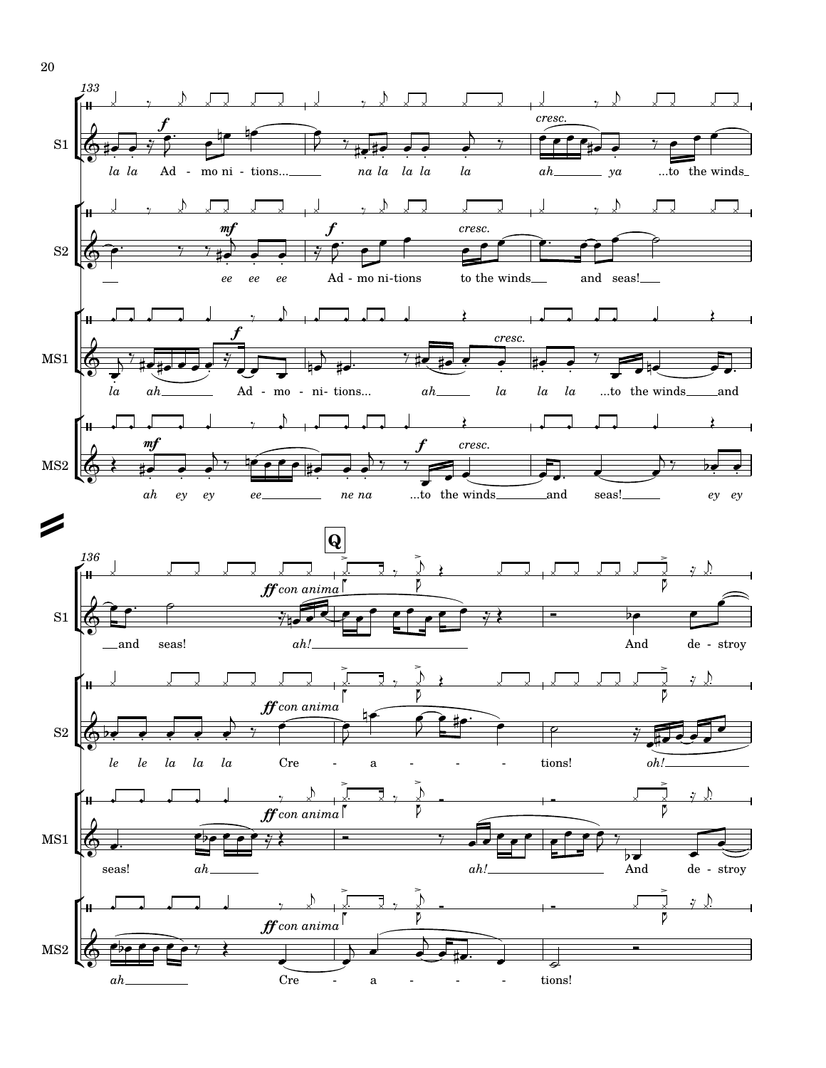133

**S1**
*f* — *cresc.*
*la la* Ad - mo ni - tions... *na la la la la* *ah* *ya* ...to the winds and seas!

**S2**
*mf* — *f* — *cresc.*
*ee ee ee* Ad - mo ni - tions to the winds and seas!

**MS1**
*f* — *cresc.*
*la* *ah* Ad - mo - ni - tions... *ah* *la la la* ...to the winds and seas!

**MS2**
*mf* — *f* *cresc.*
*ah ey ey ee* *ne na* ...to the winds and seas! *ey ey*

136

**Q**

**S1**
*ff con anima*
*ah!* And de - stroy

**S2**
*ff con anima*
*le le la la la* Cre - a - - - tions! *oh!*

**MS1**
*ff con anima*
*ah* *ah!* And de - stroy

**MS2**
*ff con anima*
*ah* Cre - a - - - tions!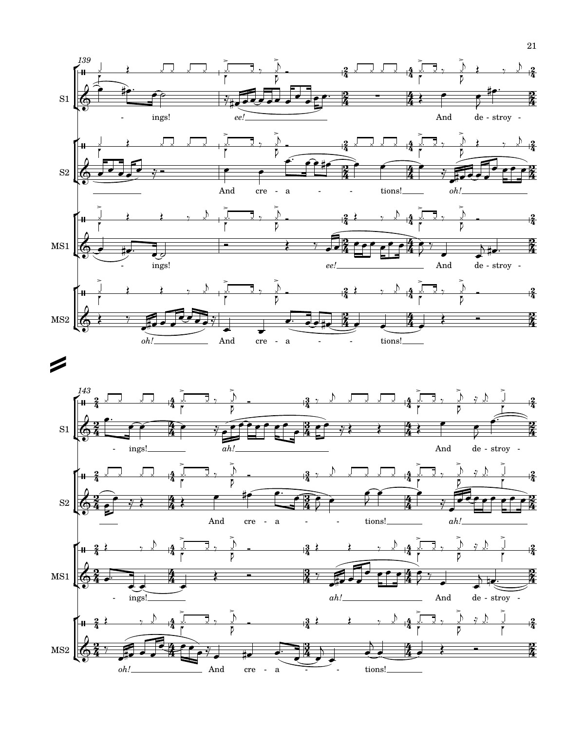139

S1
-ings! *ee!* And de-stroy-

S2
And cre-a- - - tions! *oh!*

MS1
-ings! *ee!* And de-stroy-

MS2
*oh!* And cre-a- - - tions!

143

S1
-ings! *ah!* And de-stroy-

S2
And cre-a- - - tions! *ah!*

MS1
-ings! *ah!* And de-stroy-

MS2
*oh!* And cre-a- - - tions!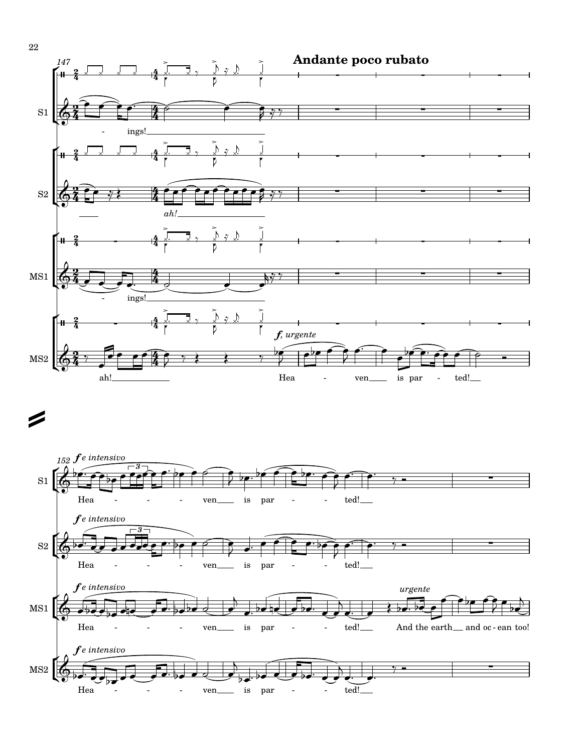**Andante poco rubato**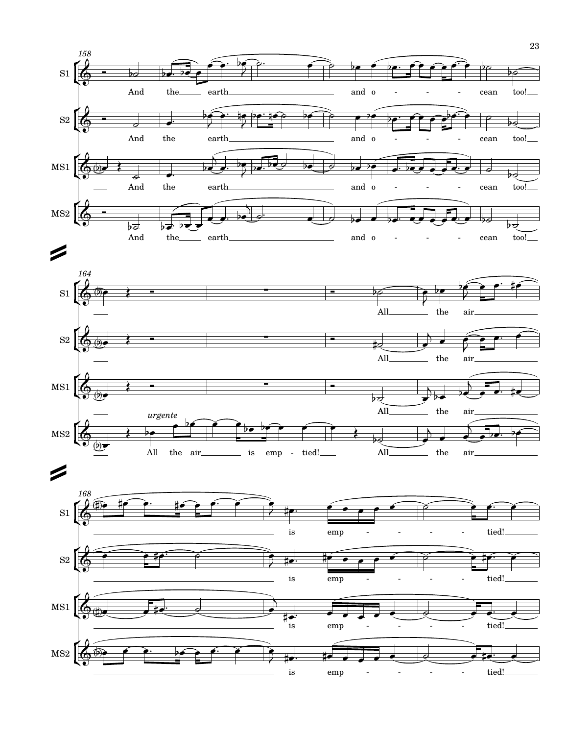158

S1

And the earth and o - - - - cean too!

S2

And the earth and o - - - - cean too!

MS1

And the earth and o - - - - cean too!

MS2

And the earth and o - - - - cean too!

164

S1

All the air

S2

All the air

MS1

All the air

MS2

*urgente*

All the air is emp - tied! All the air

168

S1

is emp - - - - - tied!

S2

is emp - - - - - tied!

MS1

is emp - - - - - tied!

MS2

is emp - - - - - tied!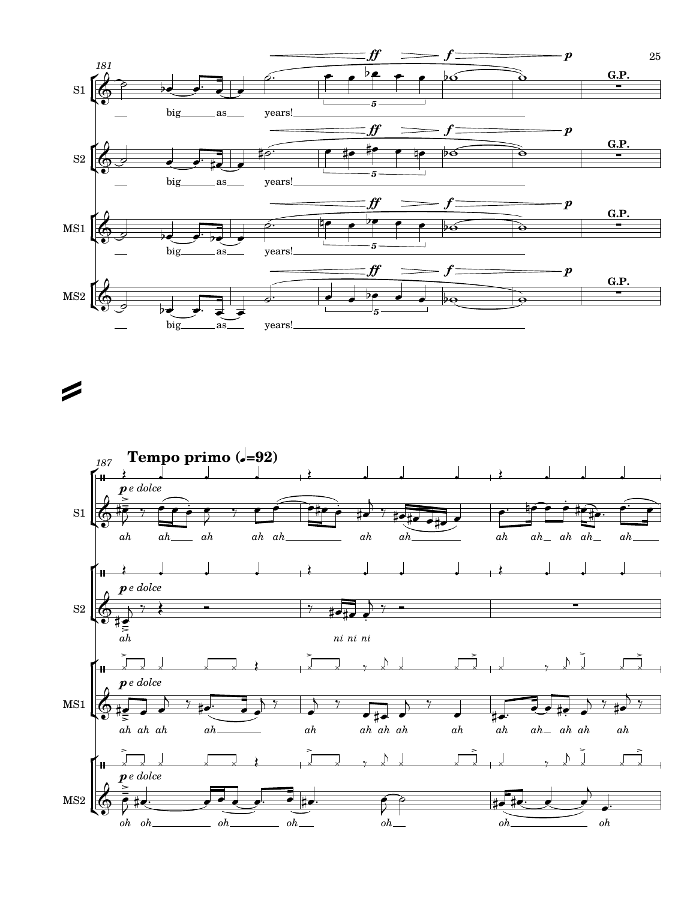181

S1

big as years!

S2

big as years!

MS1

big as years!

MS2

big as years!

G.P.

187

**Tempo primo (♩=92)**

*p e dolce*

S1: *ah ah ah ah ah ah ah ah ah ah ah ah*

S2: *ah ni ni ni*

MS1: *ah ah ah ah ah ah ah ah ah ah ah ah ah*

MS2: *oh oh oh oh oh oh oh*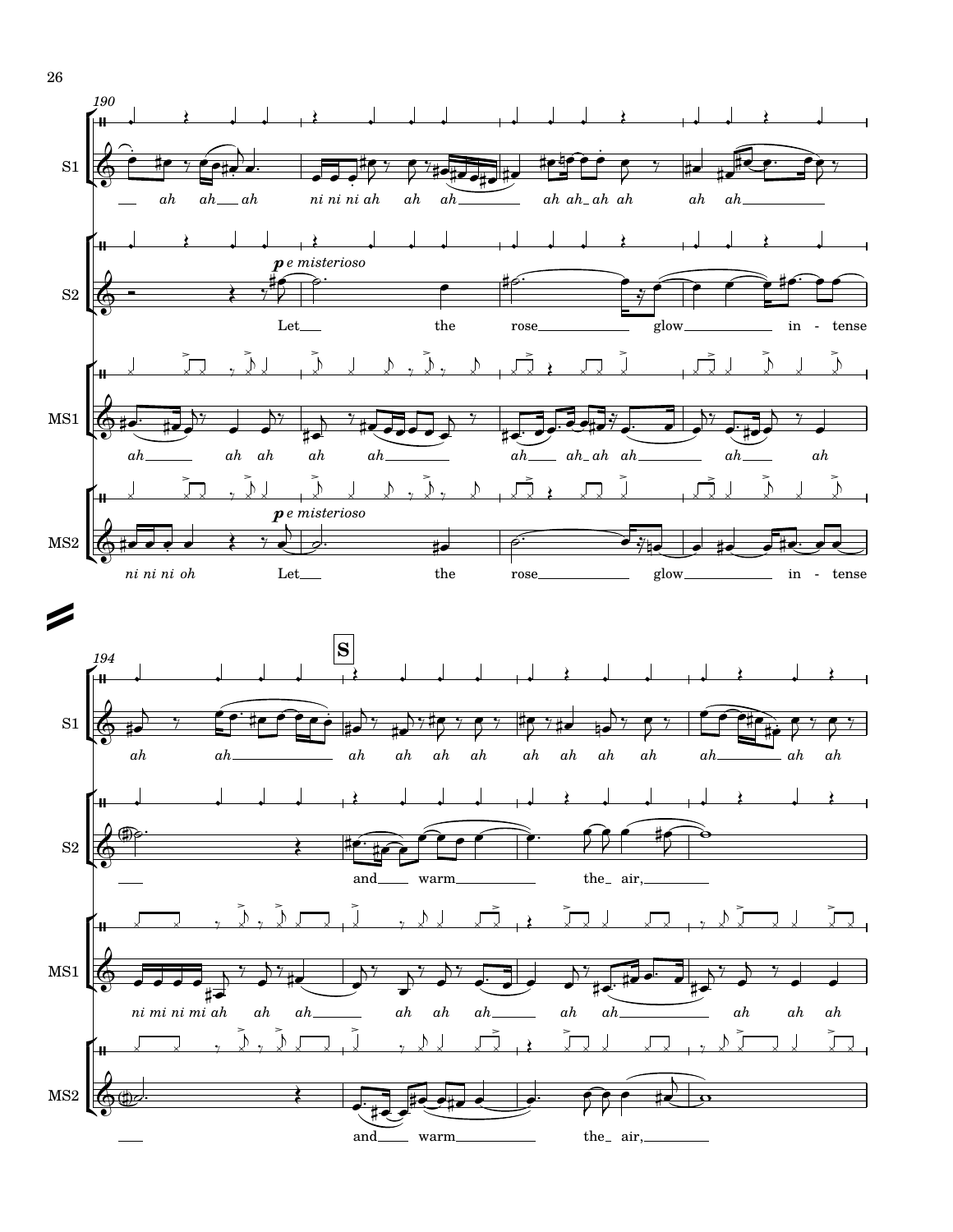190

S1

ah ah ah ah ni ni ni ah ah ah ah ah ah ah ah ah

S2

*p e misterioso*

Let the rose glow in - tense

MS1

ah ah ah ah ah ah ah ah ah ah

MS2

*p e misterioso*

ni ni ni oh Let the rose glow in - tense

194

**S**

S1

ah ah ah ah ah ah ah ah ah ah ah ah ah

S2

and warm the air,

MS1

ni mi ni mi ah ah ah ah ah ah ah ah ah ah ah

MS2

and warm the air,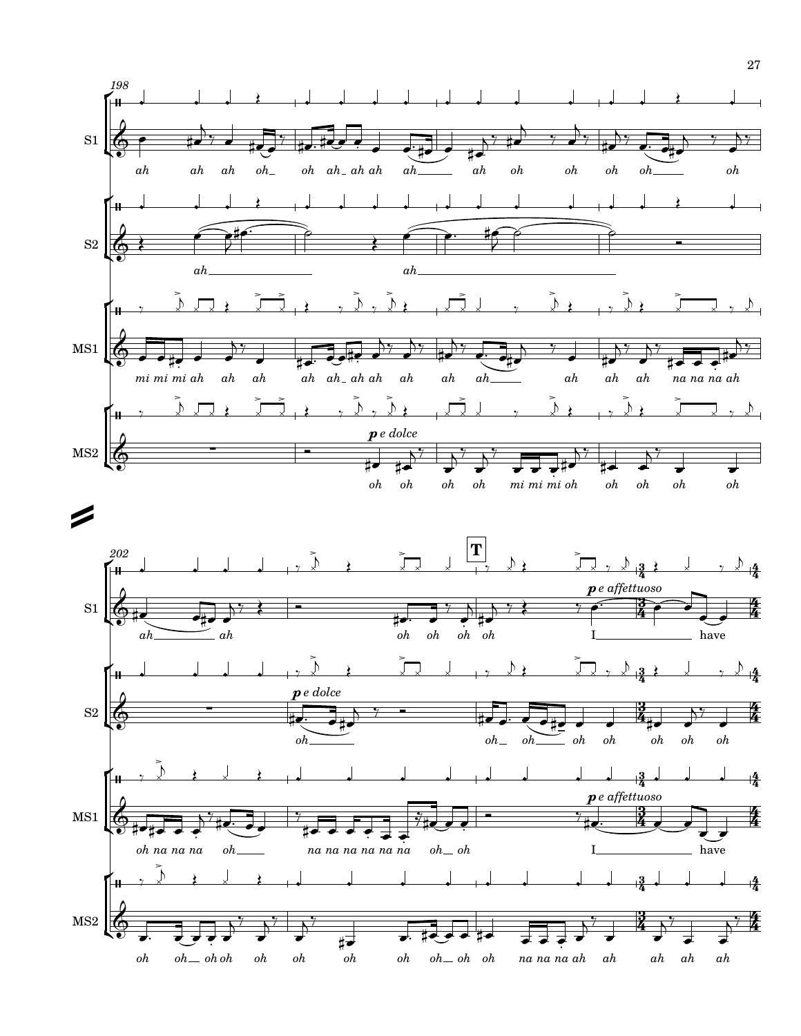198

**S1**: *ah ah ah oh_ oh ah_ ah ah ah___ ah oh oh oh oh___ oh*

**S2**: *ah___ ah___*

**MS1**: *mi mi mi ah ah ah ah ah_ ah ah ah ah ah___ ah ah ah na na na ah*

**MS2**: ***p** e dolce* *oh oh oh oh mi mi mi oh oh oh oh oh*

202

**T**

**S1**: *ah___ ah oh oh oh oh* ***p** e affettuoso* *I___ have*

**S2**: ***p** e dolce* *oh___ oh_ oh___ oh oh oh oh oh*

**MS1**: *oh na na na oh___ na na na na na na oh_ oh* ***p** e affettuoso* *I___ have*

**MS2**: *oh oh_ oh oh oh oh oh oh oh_ oh oh na na na ah ah ah ah ah*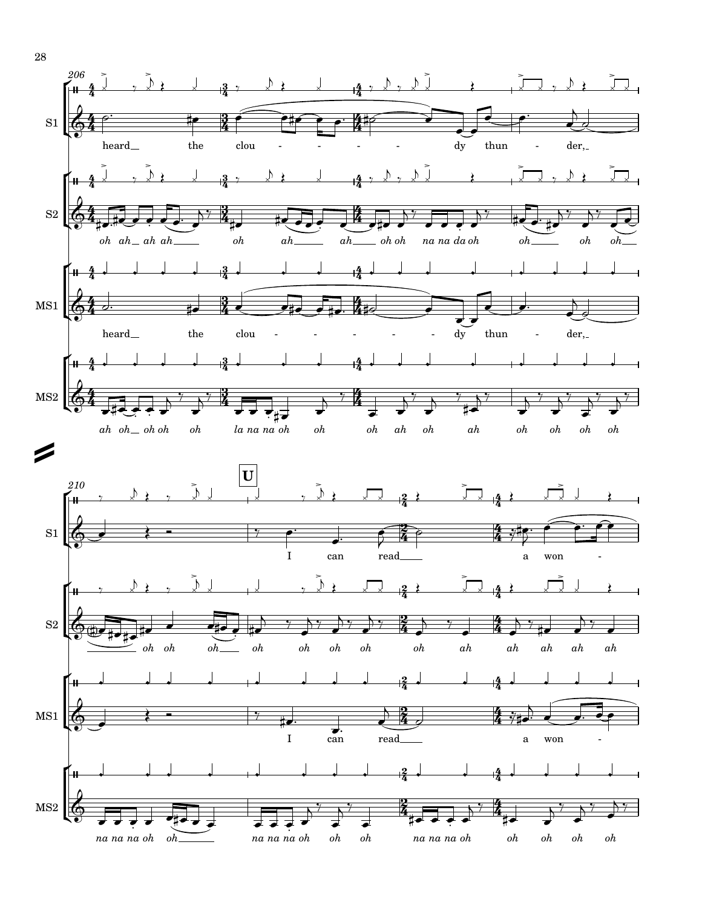**206**

**S1:** heard the clou - - - - - dy thun - der,

**S2:** *oh ah ah ah oh ah ah oh oh na na da oh oh oh oh*

**MS1:** heard the clou - - - - - - dy thun - der,

**MS2:** *ah oh oh oh oh la na na oh oh oh ah oh ah oh oh oh oh*

**210**

**U**

**S1:** I can read a won -

**S2:** *oh oh oh oh oh oh oh oh ah ah ah ah ah*

**MS1:** I can read a won -

**MS2:** *na na na oh oh na na na oh oh oh na na na oh oh oh oh oh*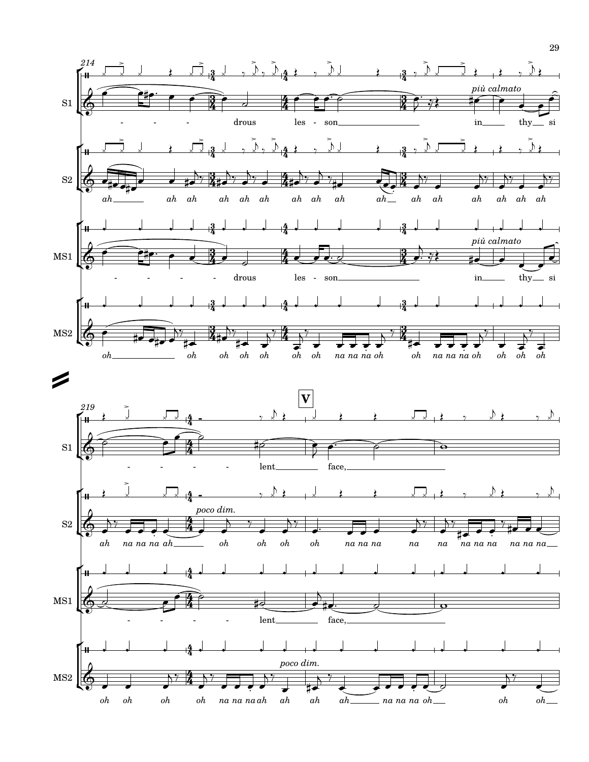214

S1

- - - drous les - son in thy si

*più calmato*

S2

*ah ah ah ah ah ah ah ah ah ah ah ah ah ah ah ah ah*

MS1

- - - - - drous les - son in thy si

*più calmato*

MS2

*oh oh oh oh oh oh oh na na na oh oh na na na oh oh oh oh*

219

**V**

S1

- - - - - lent face,

S2

*poco dim.*

*ah na na na ah oh oh oh oh na na na na na na na na na na na*

MS1

- - - - - lent face,

MS2

*poco dim.*

*oh oh oh oh na na na ah ah ah ah na na na oh oh oh*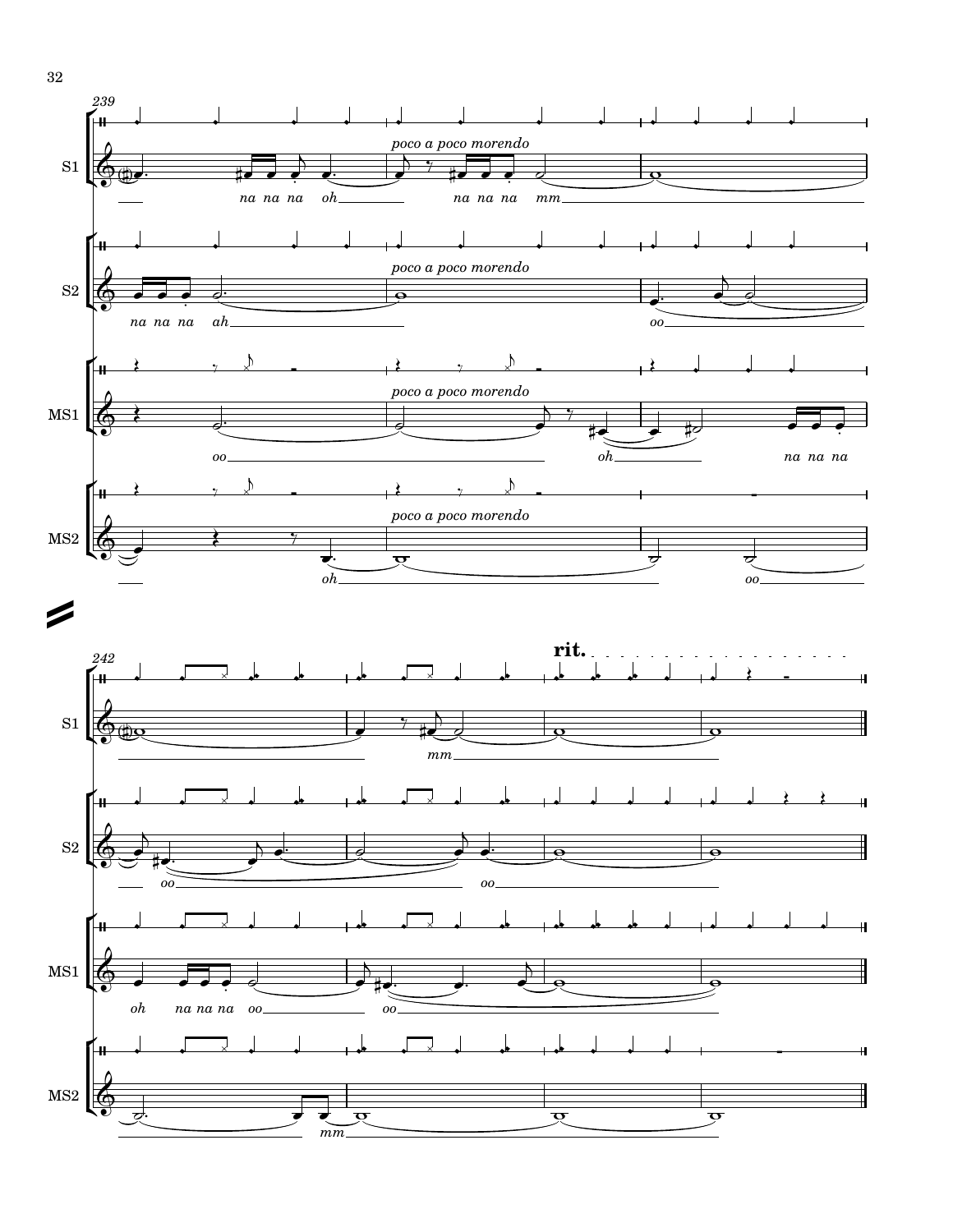239

S1

*poco a poco morendo*

*na na na oh na na na mm*

S2

*poco a poco morendo*

*na na na ah*

*oo*

MS1

*poco a poco morendo*

*oo*

*oh*

*na na na*

MS2

*poco a poco morendo*

*oh*

*oo*

242

**rit.**

S1

*mm*

S2

*oo*

*oo*

MS1

*oh na na na oo*

*oo*

MS2

*mm*